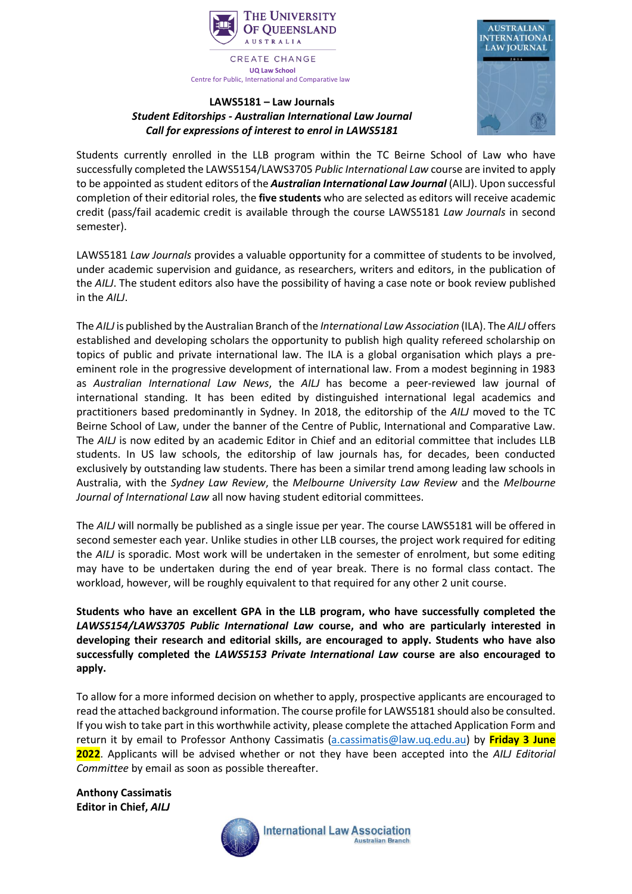THE UNIVERSITY OF QUEENSLAND
AUSTRALIA

CREATE CHANGE

**UQ Law School**

Centre for Public, International and Comparative law

**LAWS5181 – Law Journals**

***Student Editorships - Australian International Law Journal***

***Call for expressions of interest to enrol in LAWS5181***

Students currently enrolled in the LLB program within the TC Beirne School of Law who have successfully completed the LAWS5154/LAWS3705 *Public International Law* course are invited to apply to be appointed as student editors of the ***Australian International Law Journal*** (AILJ). Upon successful completion of their editorial roles, the **five students** who are selected as editors will receive academic credit (pass/fail academic credit is available through the course LAWS5181 *Law Journals* in second semester).

LAWS5181 *Law Journals* provides a valuable opportunity for a committee of students to be involved, under academic supervision and guidance, as researchers, writers and editors, in the publication of the *AILJ*. The student editors also have the possibility of having a case note or book review published in the *AILJ*.

The *AILJ* is published by the Australian Branch of the *International Law Association* (ILA). The *AILJ* offers established and developing scholars the opportunity to publish high quality refereed scholarship on topics of public and private international law. The ILA is a global organisation which plays a pre-eminent role in the progressive development of international law. From a modest beginning in 1983 as *Australian International Law News*, the *AILJ* has become a peer-reviewed law journal of international standing. It has been edited by distinguished international legal academics and practitioners based predominantly in Sydney. In 2018, the editorship of the *AILJ* moved to the TC Beirne School of Law, under the banner of the Centre of Public, International and Comparative Law. The *AILJ* is now edited by an academic Editor in Chief and an editorial committee that includes LLB students. In US law schools, the editorship of law journals has, for decades, been conducted exclusively by outstanding law students. There has been a similar trend among leading law schools in Australia, with the *Sydney Law Review*, the *Melbourne University Law Review* and the *Melbourne Journal of International Law* all now having student editorial committees.

The *AILJ* will normally be published as a single issue per year. The course LAWS5181 will be offered in second semester each year. Unlike studies in other LLB courses, the project work required for editing the *AILJ* is sporadic. Most work will be undertaken in the semester of enrolment, but some editing may have to be undertaken during the end of year break. There is no formal class contact. The workload, however, will be roughly equivalent to that required for any other 2 unit course.

**Students who have an excellent GPA in the LLB program, who have successfully completed the *LAWS5154/LAWS3705 Public International Law* course, and who are particularly interested in developing their research and editorial skills, are encouraged to apply. Students who have also successfully completed the *LAWS5153 Private International Law* course are also encouraged to apply.**

To allow for a more informed decision on whether to apply, prospective applicants are encouraged to read the attached background information. The course profile for LAWS5181 should also be consulted. If you wish to take part in this worthwhile activity, please complete the attached Application Form and return it by email to Professor Anthony Cassimatis (a.cassimatis@law.uq.edu.au) by **Friday 3 June 2022**. Applicants will be advised whether or not they have been accepted into the *AILJ Editorial Committee* by email as soon as possible thereafter.

**Anthony Cassimatis**
**Editor in Chief, *AILJ***

International Law Association
Australian Branch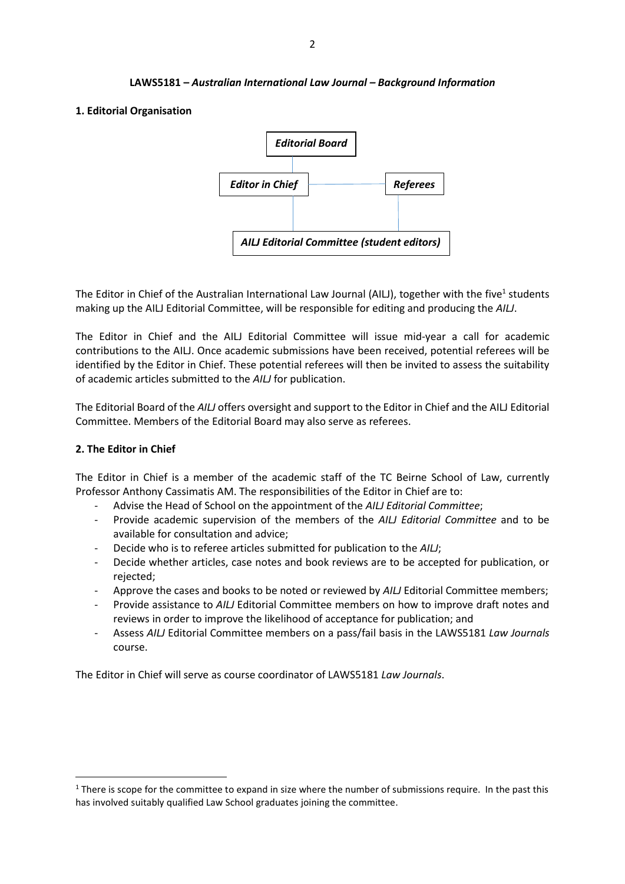**LAWS5181 – *Australian International Law Journal* – Background Information**

## 1. Editorial Organisation

***Editorial Board***

***Editor in Chief*** — ***Referees***

***AILJ Editorial Committee (student editors)***

The Editor in Chief of the Australian International Law Journal (AILJ), together with the five[1] students making up the AILJ Editorial Committee, will be responsible for editing and producing the *AILJ*.

The Editor in Chief and the AILJ Editorial Committee will issue mid-year a call for academic contributions to the AILJ. Once academic submissions have been received, potential referees will be identified by the Editor in Chief. These potential referees will then be invited to assess the suitability of academic articles submitted to the *AILJ* for publication.

The Editorial Board of the *AILJ* offers oversight and support to the Editor in Chief and the AILJ Editorial Committee. Members of the Editorial Board may also serve as referees.

## 2. The Editor in Chief

The Editor in Chief is a member of the academic staff of the TC Beirne School of Law, currently Professor Anthony Cassimatis AM. The responsibilities of the Editor in Chief are to:

- Advise the Head of School on the appointment of the *AILJ Editorial Committee*;
- Provide academic supervision of the members of the *AILJ Editorial Committee* and to be available for consultation and advice;
- Decide who is to referee articles submitted for publication to the *AILJ*;
- Decide whether articles, case notes and book reviews are to be accepted for publication, or rejected;
- Approve the cases and books to be noted or reviewed by *AILJ* Editorial Committee members;
- Provide assistance to *AILJ* Editorial Committee members on how to improve draft notes and reviews in order to improve the likelihood of acceptance for publication; and
- Assess *AILJ* Editorial Committee members on a pass/fail basis in the LAWS5181 *Law Journals* course.

The Editor in Chief will serve as course coordinator of LAWS5181 *Law Journals*.

[1] There is scope for the committee to expand in size where the number of submissions require. In the past this has involved suitably qualified Law School graduates joining the committee.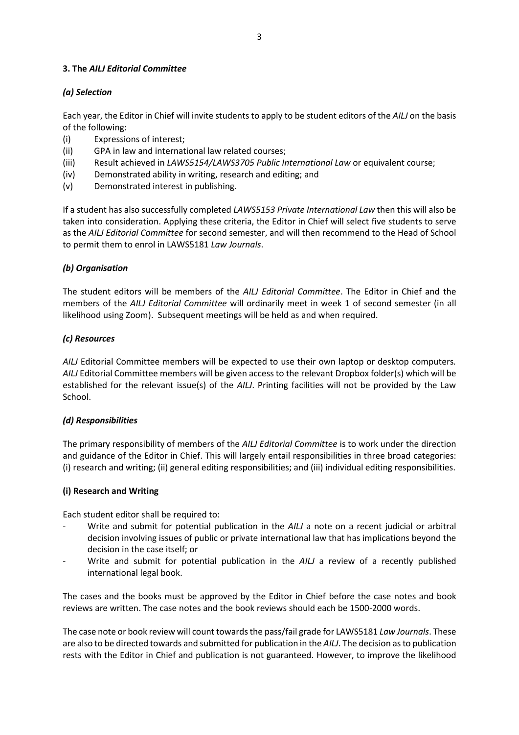### 3. The *AILJ Editorial Committee*

#### *(a) Selection*

Each year, the Editor in Chief will invite students to apply to be student editors of the *AILJ* on the basis of the following:

(i) Expressions of interest;
(ii) GPA in law and international law related courses;
(iii) Result achieved in *LAWS5154/LAWS3705 Public International Law* or equivalent course;
(iv) Demonstrated ability in writing, research and editing; and
(v) Demonstrated interest in publishing.

If a student has also successfully completed *LAWS5153 Private International Law* then this will also be taken into consideration. Applying these criteria, the Editor in Chief will select five students to serve as the *AILJ Editorial Committee* for second semester, and will then recommend to the Head of School to permit them to enrol in LAWS5181 *Law Journals*.

#### *(b) Organisation*

The student editors will be members of the *AILJ Editorial Committee*. The Editor in Chief and the members of the *AILJ Editorial Committee* will ordinarily meet in week 1 of second semester (in all likelihood using Zoom). Subsequent meetings will be held as and when required.

#### *(c) Resources*

*AILJ* Editorial Committee members will be expected to use their own laptop or desktop computers. *AILJ* Editorial Committee members will be given access to the relevant Dropbox folder(s) which will be established for the relevant issue(s) of the *AILJ*. Printing facilities will not be provided by the Law School.

#### *(d) Responsibilities*

The primary responsibility of members of the *AILJ Editorial Committee* is to work under the direction and guidance of the Editor in Chief. This will largely entail responsibilities in three broad categories: (i) research and writing; (ii) general editing responsibilities; and (iii) individual editing responsibilities.

**(i) Research and Writing**

Each student editor shall be required to:

- Write and submit for potential publication in the *AILJ* a note on a recent judicial or arbitral decision involving issues of public or private international law that has implications beyond the decision in the case itself; or
- Write and submit for potential publication in the *AILJ* a review of a recently published international legal book.

The cases and the books must be approved by the Editor in Chief before the case notes and book reviews are written. The case notes and the book reviews should each be 1500-2000 words.

The case note or book review will count towards the pass/fail grade for LAWS5181 *Law Journals*. These are also to be directed towards and submitted for publication in the *AILJ*. The decision as to publication rests with the Editor in Chief and publication is not guaranteed. However, to improve the likelihood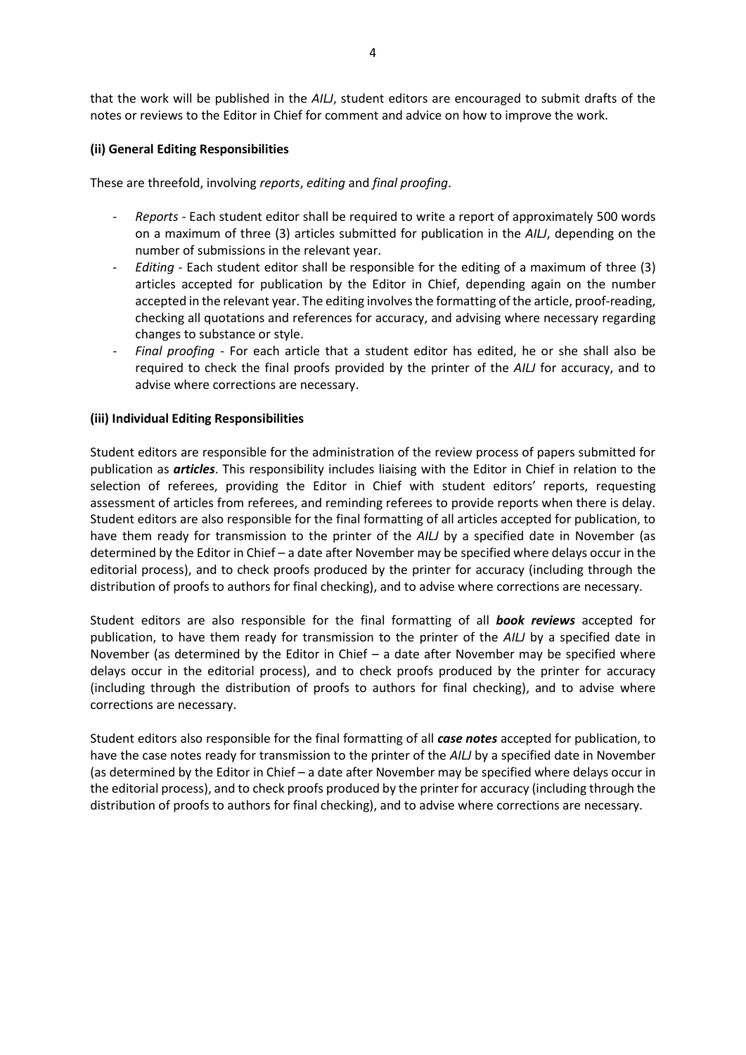that the work will be published in the *AILJ*, student editors are encouraged to submit drafts of the notes or reviews to the Editor in Chief for comment and advice on how to improve the work.

**(ii) General Editing Responsibilities**

These are threefold, involving *reports*, *editing* and *final proofing*.

- *Reports* - Each student editor shall be required to write a report of approximately 500 words on a maximum of three (3) articles submitted for publication in the *AILJ*, depending on the number of submissions in the relevant year.
- *Editing* - Each student editor shall be responsible for the editing of a maximum of three (3) articles accepted for publication by the Editor in Chief, depending again on the number accepted in the relevant year. The editing involves the formatting of the article, proof-reading, checking all quotations and references for accuracy, and advising where necessary regarding changes to substance or style.
- *Final proofing* - For each article that a student editor has edited, he or she shall also be required to check the final proofs provided by the printer of the *AILJ* for accuracy, and to advise where corrections are necessary.

**(iii) Individual Editing Responsibilities**

Student editors are responsible for the administration of the review process of papers submitted for publication as ***articles***. This responsibility includes liaising with the Editor in Chief in relation to the selection of referees, providing the Editor in Chief with student editors' reports, requesting assessment of articles from referees, and reminding referees to provide reports when there is delay. Student editors are also responsible for the final formatting of all articles accepted for publication, to have them ready for transmission to the printer of the *AILJ* by a specified date in November (as determined by the Editor in Chief – a date after November may be specified where delays occur in the editorial process), and to check proofs produced by the printer for accuracy (including through the distribution of proofs to authors for final checking), and to advise where corrections are necessary.

Student editors are also responsible for the final formatting of all ***book reviews*** accepted for publication, to have them ready for transmission to the printer of the *AILJ* by a specified date in November (as determined by the Editor in Chief – a date after November may be specified where delays occur in the editorial process), and to check proofs produced by the printer for accuracy (including through the distribution of proofs to authors for final checking), and to advise where corrections are necessary.

Student editors also responsible for the final formatting of all ***case notes*** accepted for publication, to have the case notes ready for transmission to the printer of the *AILJ* by a specified date in November (as determined by the Editor in Chief – a date after November may be specified where delays occur in the editorial process), and to check proofs produced by the printer for accuracy (including through the distribution of proofs to authors for final checking), and to advise where corrections are necessary.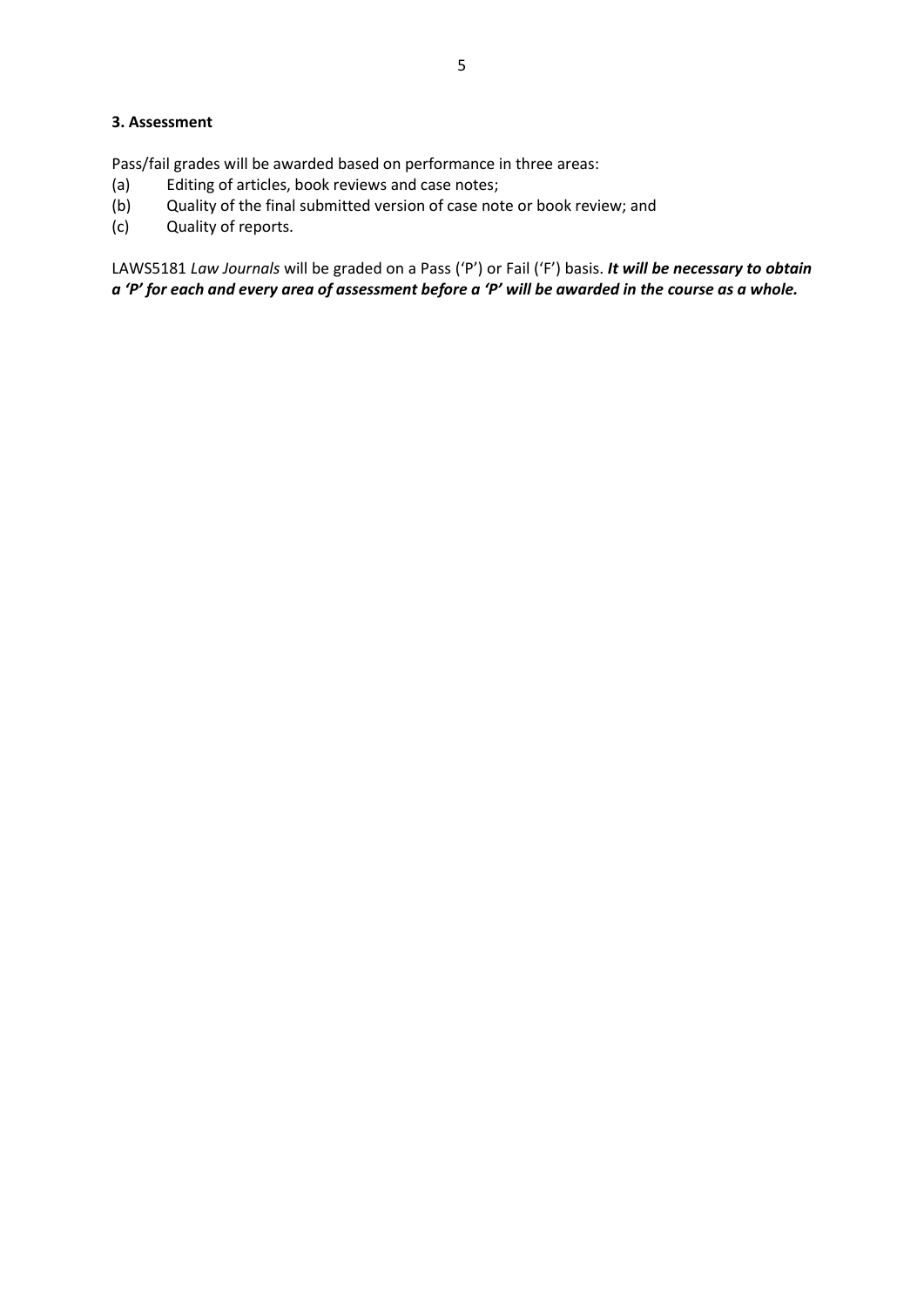### 3. Assessment

Pass/fail grades will be awarded based on performance in three areas:

(a) Editing of articles, book reviews and case notes;
(b) Quality of the final submitted version of case note or book review; and
(c) Quality of reports.

LAWS5181 *Law Journals* will be graded on a Pass ('P') or Fail ('F') basis. ***It will be necessary to obtain a 'P' for each and every area of assessment before a 'P' will be awarded in the course as a whole.***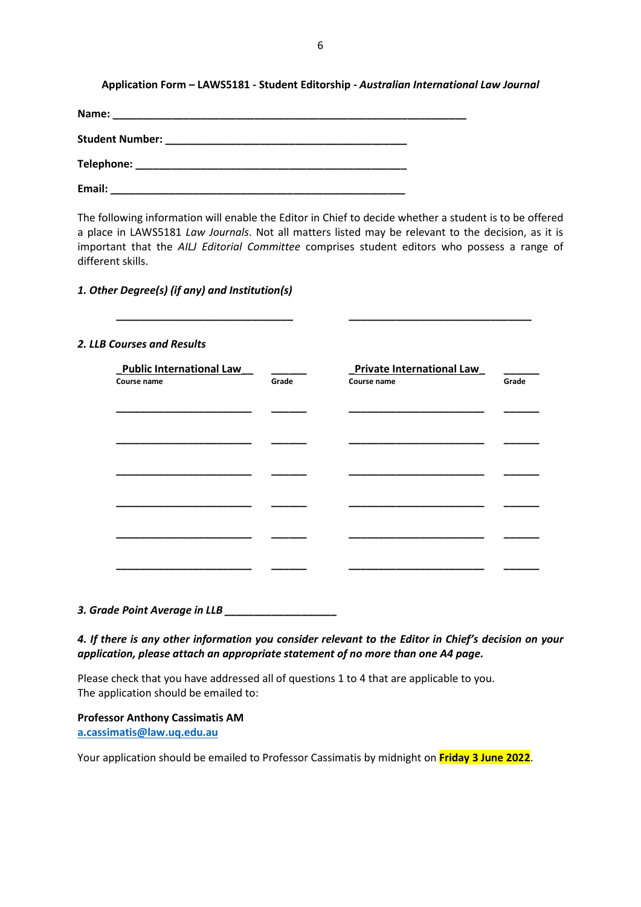**Application Form – LAWS5181 - Student Editorship - *Australian International Law Journal***

**Name:** ____________________________________________________________

**Student Number:** ___________________________________________

**Telephone:** ______________________________________________

**Email:** __________________________________________________

The following information will enable the Editor in Chief to decide whether a student is to be offered a place in LAWS5181 *Law Journals*. Not all matters listed may be relevant to the decision, as it is important that the *AILJ Editorial Committee* comprises student editors who possess a range of different skills.

***1. Other Degree(s) (if any) and Institution(s)***

______________________________ ______________________________

***2. LLB Courses and Results***

| Course name | Grade | Course name | Grade |
|---|---|---|---|
| Public International Law | ______ | Private International Law | ______ |
| ________________________ | ______ | ________________________ | ______ |
| ________________________ | ______ | ________________________ | ______ |
| ________________________ | ______ | ________________________ | ______ |
| ________________________ | ______ | ________________________ | ______ |
| ________________________ | ______ | ________________________ | ______ |
| ________________________ | ______ | ________________________ | ______ |

***3. Grade Point Average in LLB*** ___________________

***4. If there is any other information you consider relevant to the Editor in Chief's decision on your application, please attach an appropriate statement of no more than one A4 page.***

Please check that you have addressed all of questions 1 to 4 that are applicable to you.
The application should be emailed to:

**Professor Anthony Cassimatis AM**
**a.cassimatis@law.uq.edu.au**

Your application should be emailed to Professor Cassimatis by midnight on **Friday 3 June 2022**.